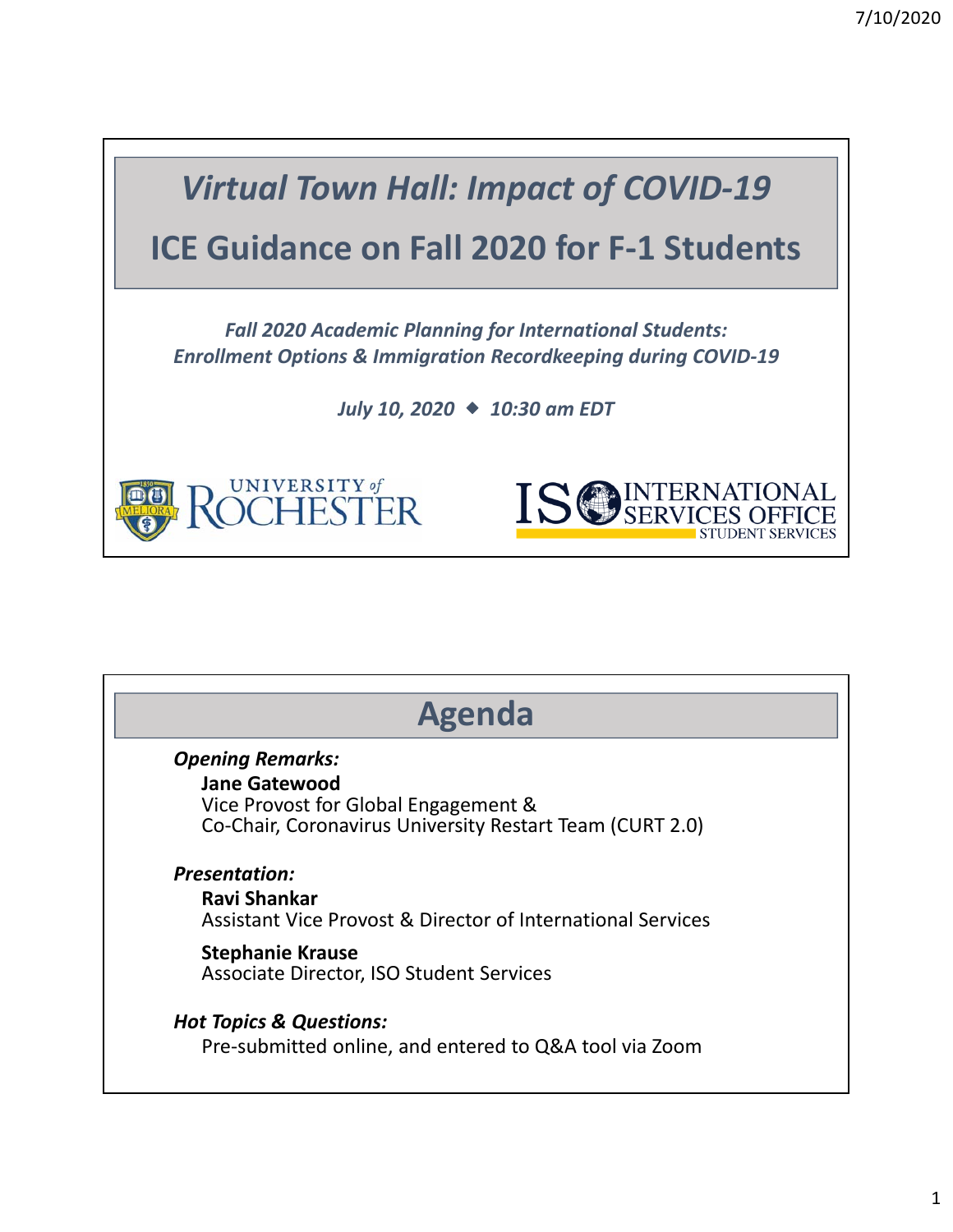# *Virtual Town Hall: Impact of COVID-19*

# ICE Guidance on Fall 2020 for F-1 Students

*Fall 2020 Academic Planning for International Students: Enrollment Options & Immigration Recordkeeping during COVID-19*

*July 10, 2020 ◆ 10:30 am EDT*

UNIVERSITY of ROCHESTER

ISO INTERNATIONAL SERVICES OFFICE STUDENT SERVICES

## Agenda

*Opening Remarks:*

**Jane Gatewood**
Vice Provost for Global Engagement &
Co-Chair, Coronavirus University Restart Team (CURT 2.0)

*Presentation:*

**Ravi Shankar**
Assistant Vice Provost & Director of International Services

**Stephanie Krause**
Associate Director, ISO Student Services

*Hot Topics & Questions:*

Pre-submitted online, and entered to Q&A tool via Zoom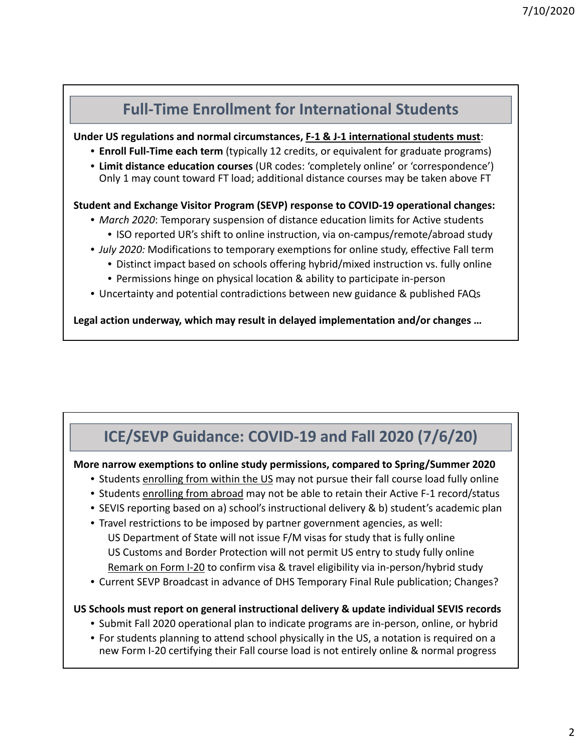## Full-Time Enrollment for International Students

**Under US regulations and normal circumstances, <u>F-1 & J-1 international students must</u>:**

- **Enroll Full-Time each term** (typically 12 credits, or equivalent for graduate programs)
- **Limit distance education courses** (UR codes: 'completely online' or 'correspondence') Only 1 may count toward FT load; additional distance courses may be taken above FT

**Student and Exchange Visitor Program (SEVP) response to COVID-19 operational changes:**

- *March 2020*: Temporary suspension of distance education limits for Active students
  - ISO reported UR's shift to online instruction, via on-campus/remote/abroad study
- *July 2020:* Modifications to temporary exemptions for online study, effective Fall term
  - Distinct impact based on schools offering hybrid/mixed instruction vs. fully online
  - Permissions hinge on physical location & ability to participate in-person
- Uncertainty and potential contradictions between new guidance & published FAQs

**Legal action underway, which may result in delayed implementation and/or changes …**

## ICE/SEVP Guidance: COVID-19 and Fall 2020 (7/6/20)

**More narrow exemptions to online study permissions, compared to Spring/Summer 2020**

- Students <u>enrolling from within the US</u> may not pursue their fall course load fully online
- Students <u>enrolling from abroad</u> may not be able to retain their Active F-1 record/status
- SEVIS reporting based on a) school's instructional delivery & b) student's academic plan
- Travel restrictions to be imposed by partner government agencies, as well:
  US Department of State will not issue F/M visas for study that is fully online
  US Customs and Border Protection will not permit US entry to study fully online
  <u>Remark on Form I-20</u> to confirm visa & travel eligibility via in-person/hybrid study
- Current SEVP Broadcast in advance of DHS Temporary Final Rule publication; Changes?

**US Schools must report on general instructional delivery & update individual SEVIS records**

- Submit Fall 2020 operational plan to indicate programs are in-person, online, or hybrid
- For students planning to attend school physically in the US, a notation is required on a new Form I-20 certifying their Fall course load is not entirely online & normal progress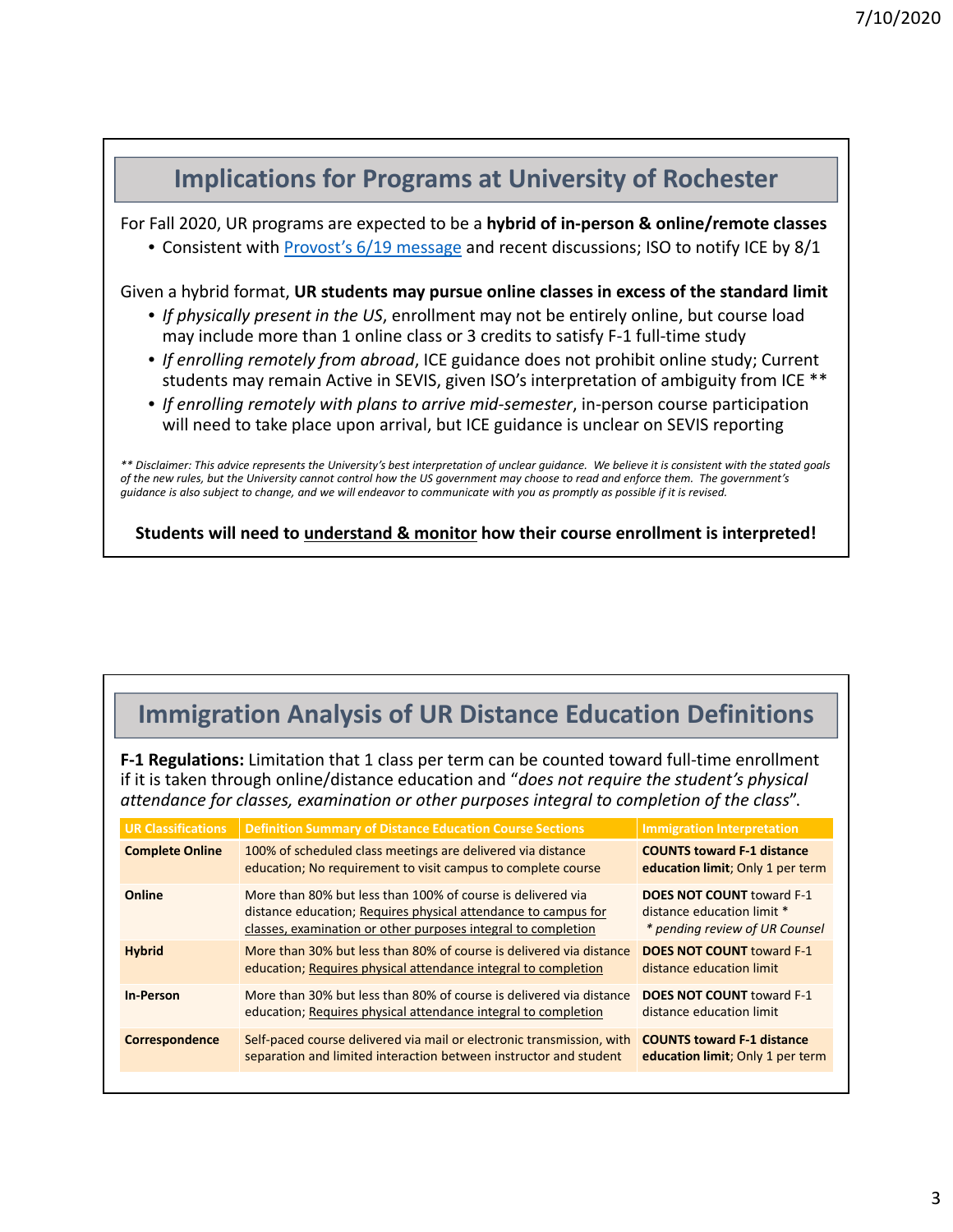## Implications for Programs at University of Rochester

For Fall 2020, UR programs are expected to be a **hybrid of in-person & online/remote classes**

- Consistent with [Provost's 6/19 message]() and recent discussions; ISO to notify ICE by 8/1

Given a hybrid format, **UR students may pursue online classes in excess of the standard limit**

- *If physically present in the US*, enrollment may not be entirely online, but course load may include more than 1 online class or 3 credits to satisfy F-1 full-time study
- *If enrolling remotely from abroad*, ICE guidance does not prohibit online study; Current students may remain Active in SEVIS, given ISO's interpretation of ambiguity from ICE **
- *If enrolling remotely with plans to arrive mid-semester*, in-person course participation will need to take place upon arrival, but ICE guidance is unclear on SEVIS reporting

*** Disclaimer: This advice represents the University's best interpretation of unclear guidance. We believe it is consistent with the stated goals of the new rules, but the University cannot control how the US government may choose to read and enforce them. The government's guidance is also subject to change, and we will endeavor to communicate with you as promptly as possible if it is revised.*

**Students will need to understand & monitor how their course enrollment is interpreted!**

## Immigration Analysis of UR Distance Education Definitions

**F-1 Regulations:** Limitation that 1 class per term can be counted toward full-time enrollment if it is taken through online/distance education and "*does not require the student's physical attendance for classes, examination or other purposes integral to completion of the class*".

| UR Classifications | Definition Summary of Distance Education Course Sections | Immigration Interpretation |
|---|---|---|
| **Complete Online** | 100% of scheduled class meetings are delivered via distance education; No requirement to visit campus to complete course | **COUNTS toward F-1 distance education limit**; Only 1 per term |
| **Online** | More than 80% but less than 100% of course is delivered via distance education; Requires physical attendance to campus for classes, examination or other purposes integral to completion | **DOES NOT COUNT** toward F-1 distance education limit * *\* pending review of UR Counsel* |
| **Hybrid** | More than 30% but less than 80% of course is delivered via distance education; Requires physical attendance integral to completion | **DOES NOT COUNT** toward F-1 distance education limit |
| **In-Person** | More than 30% but less than 80% of course is delivered via distance education; Requires physical attendance integral to completion | **DOES NOT COUNT** toward F-1 distance education limit |
| **Correspondence** | Self-paced course delivered via mail or electronic transmission, with separation and limited interaction between instructor and student | **COUNTS toward F-1 distance education limit**; Only 1 per term |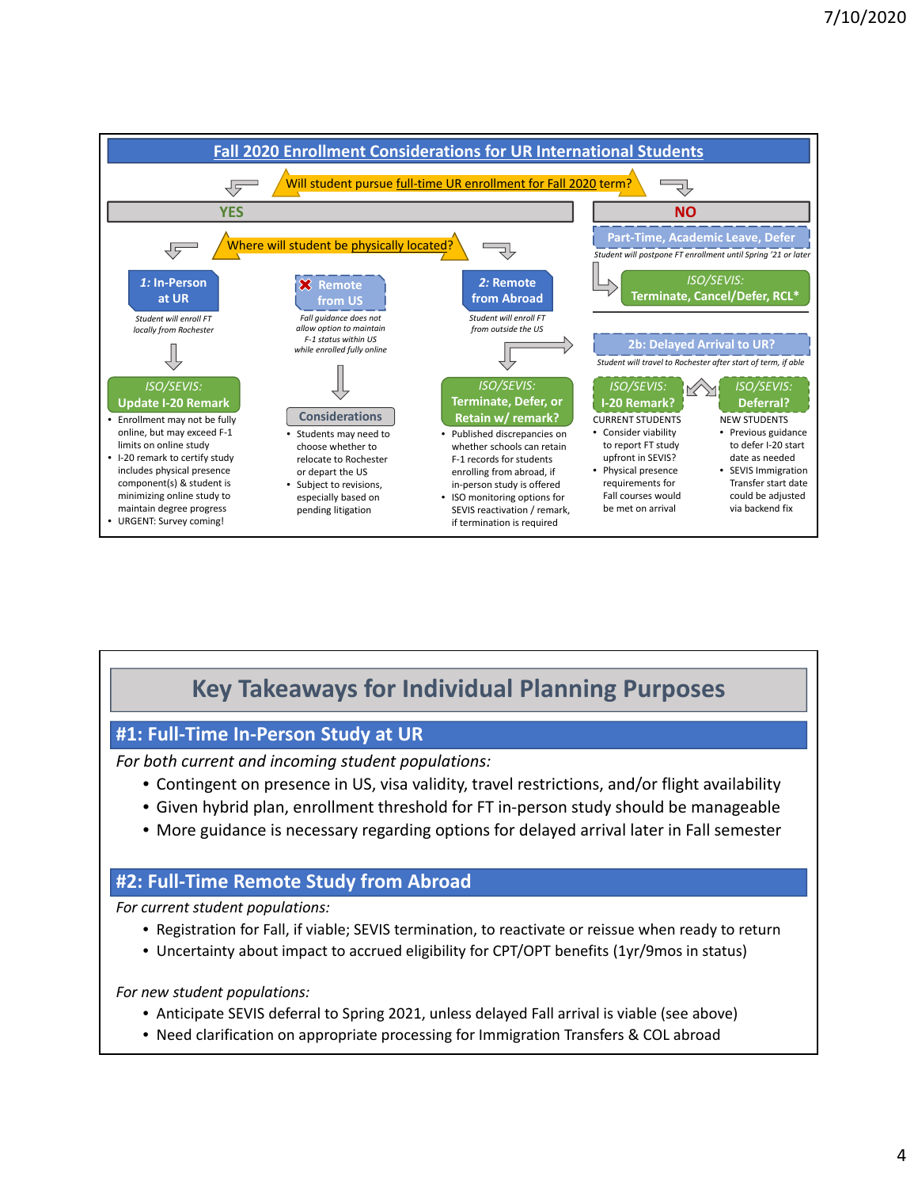## Fall 2020 Enrollment Considerations for UR International Students

**Will student pursue full-time UR enrollment for Fall 2020 term?**

### YES

**Where will student be physically located?**

**1: In-Person at UR**

*Student will enroll FT locally from Rochester*

*ISO/SEVIS:* **Update I-20 Remark**

- Enrollment may not be fully online, but may exceed F-1 limits on online study
- I-20 remark to certify study includes physical presence component(s) & student is minimizing online study to maintain degree progress
- URGENT: Survey coming!

**✖ Remote from US**

*Fall guidance does not allow option to maintain F-1 status within US while enrolled fully online*

**Considerations**

- Students may need to choose whether to relocate to Rochester or depart the US
- Subject to revisions, especially based on pending litigation

**2: Remote from Abroad**

*Student will enroll FT from outside the US*

*ISO/SEVIS:* **Terminate, Defer, or Retain w/ remark?**

- Published discrepancies on whether schools can retain F-1 records for students enrolling from abroad, if in-person study is offered
- ISO monitoring options for SEVIS reactivation / remark, if termination is required

### NO

**Part-Time, Academic Leave, Defer**

*Student will postpone FT enrollment until Spring '21 or later*

*ISO/SEVIS:* **Terminate, Cancel/Defer, RCL***

**2b: Delayed Arrival to UR?**

*Student will travel to Rochester after start of term, if able*

*ISO/SEVIS:* **I-20 Remark?**

CURRENT STUDENTS

- Consider viability to report FT study upfront in SEVIS?
- Physical presence requirements for Fall courses would be met on arrival

*ISO/SEVIS:* **Deferral?**

NEW STUDENTS

- Previous guidance to defer I-20 start date as needed
- SEVIS Immigration Transfer start date could be adjusted via backend fix

# Key Takeaways for Individual Planning Purposes

## #1: Full-Time In-Person Study at UR

*For both current and incoming student populations:*

- Contingent on presence in US, visa validity, travel restrictions, and/or flight availability
- Given hybrid plan, enrollment threshold for FT in-person study should be manageable
- More guidance is necessary regarding options for delayed arrival later in Fall semester

## #2: Full-Time Remote Study from Abroad

*For current student populations:*

- Registration for Fall, if viable; SEVIS termination, to reactivate or reissue when ready to return
- Uncertainty about impact to accrued eligibility for CPT/OPT benefits (1yr/9mos in status)

*For new student populations:*

- Anticipate SEVIS deferral to Spring 2021, unless delayed Fall arrival is viable (see above)
- Need clarification on appropriate processing for Immigration Transfers & COL abroad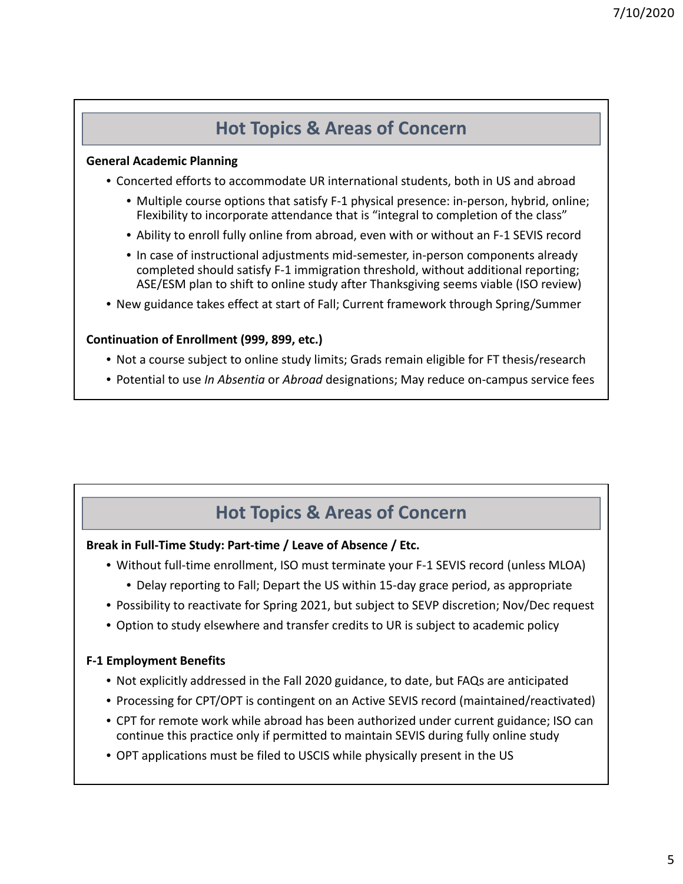## Hot Topics & Areas of Concern

**General Academic Planning**

- Concerted efforts to accommodate UR international students, both in US and abroad
  - Multiple course options that satisfy F-1 physical presence: in-person, hybrid, online; Flexibility to incorporate attendance that is “integral to completion of the class”
  - Ability to enroll fully online from abroad, even with or without an F-1 SEVIS record
  - In case of instructional adjustments mid-semester, in-person components already completed should satisfy F-1 immigration threshold, without additional reporting; ASE/ESM plan to shift to online study after Thanksgiving seems viable (ISO review)
- New guidance takes effect at start of Fall; Current framework through Spring/Summer

**Continuation of Enrollment (999, 899, etc.)**

- Not a course subject to online study limits; Grads remain eligible for FT thesis/research
- Potential to use *In Absentia* or *Abroad* designations; May reduce on-campus service fees

## Hot Topics & Areas of Concern

**Break in Full-Time Study: Part-time / Leave of Absence / Etc.**

- Without full-time enrollment, ISO must terminate your F-1 SEVIS record (unless MLOA)
  - Delay reporting to Fall; Depart the US within 15-day grace period, as appropriate
- Possibility to reactivate for Spring 2021, but subject to SEVP discretion; Nov/Dec request
- Option to study elsewhere and transfer credits to UR is subject to academic policy

**F-1 Employment Benefits**

- Not explicitly addressed in the Fall 2020 guidance, to date, but FAQs are anticipated
- Processing for CPT/OPT is contingent on an Active SEVIS record (maintained/reactivated)
- CPT for remote work while abroad has been authorized under current guidance; ISO can continue this practice only if permitted to maintain SEVIS during fully online study
- OPT applications must be filed to USCIS while physically present in the US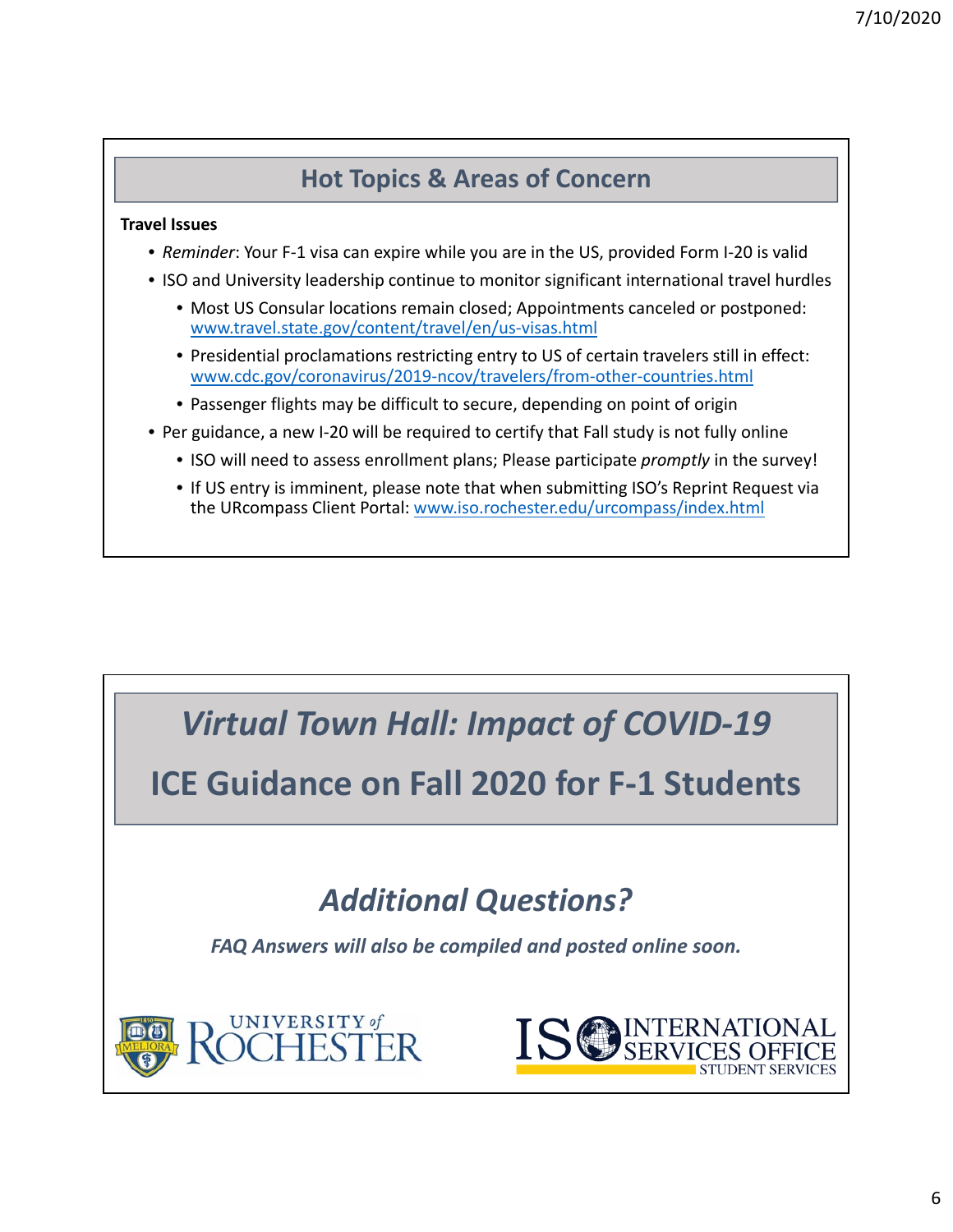## Hot Topics & Areas of Concern

**Travel Issues**

- *Reminder*: Your F-1 visa can expire while you are in the US, provided Form I-20 is valid
- ISO and University leadership continue to monitor significant international travel hurdles
  - Most US Consular locations remain closed; Appointments canceled or postponed: www.travel.state.gov/content/travel/en/us-visas.html
  - Presidential proclamations restricting entry to US of certain travelers still in effect: www.cdc.gov/coronavirus/2019-ncov/travelers/from-other-countries.html
  - Passenger flights may be difficult to secure, depending on point of origin
- Per guidance, a new I-20 will be required to certify that Fall study is not fully online
  - ISO will need to assess enrollment plans; Please participate *promptly* in the survey!
  - If US entry is imminent, please note that when submitting ISO's Reprint Request via the URcompass Client Portal: www.iso.rochester.edu/urcompass/index.html

## *Virtual Town Hall: Impact of COVID-19*

## ICE Guidance on Fall 2020 for F-1 Students

### *Additional Questions?*

***FAQ Answers will also be compiled and posted online soon.***

UNIVERSITY *of* ROCHESTER

ISO INTERNATIONAL SERVICES OFFICE STUDENT SERVICES